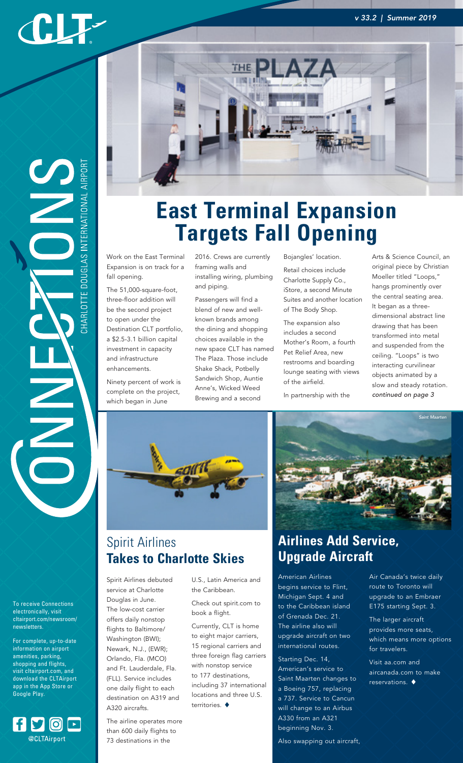# CONNECTIONS

CHARLOTTE DOUGLAS INTERNATIONAL AIRPORT

v 33.2 | Summer 2019

# East Terminal Expansion Targets Fall Opening

Work on the East Terminal Expansion is on track for a fall opening.

The 51,000-square-foot, three-floor addition will be the second project to open under the Destination CLT portfolio, a $2.5-3.1 billion capital investment in capacity and infrastructure enhancements.

Ninety percent of work is complete on the project, which began in June 2016. Crews are currently framing walls and installing wiring, plumbing and piping.

Passengers will find a blend of new and well-known brands among the dining and shopping choices available in the new space CLT has named The Plaza. Those include Shake Shack, Potbelly Sandwich Shop, Auntie Anne's, Wicked Weed Brewing and a second Bojangles' location.

Retail choices include Charlotte Supply Co., iStore, a second Minute Suites and another location of The Body Shop.

The expansion also includes a second Mother's Room, a fourth Pet Relief Area, new restrooms and boarding lounge seating with views of the airfield.

In partnership with the Arts & Science Council, an original piece by Christian Moeller titled "Loops," hangs prominently over the central seating area. It began as a three-dimensional abstract line drawing that has been transformed into metal and suspended from the ceiling. "Loops" is two interacting curvilinear objects animated by a slow and steady rotation. *continued on page 3*

## Spirit Airlines **Takes to Charlotte Skies**

Spirit Airlines debuted service at Charlotte Douglas in June. The low-cost carrier offers daily nonstop flights to Baltimore/Washington (BWI); Newark, N.J., (EWR); Orlando, Fla. (MCO) and Ft. Lauderdale, Fla. (FLL). Service includes one daily flight to each destination on A319 and A320 aircrafts.

The airline operates more than 600 daily flights to 73 destinations in the U.S., Latin America and the Caribbean.

Check out spirit.com to book a flight.

Currently, CLT is home to eight major carriers, 15 regional carriers and three foreign flag carriers with nonstop service to 177 destinations, including 37 international locations and three U.S. territories. ♦

## Airlines Add Service, Upgrade Aircraft

Saint Maarten

American Airlines begins service to Flint, Michigan Sept. 4 and to the Caribbean island of Grenada Dec. 21. The airline also will upgrade aircraft on two international routes.

Starting Dec. 14, American's service to Saint Maarten changes to a Boeing 757, replacing a 737. Service to Cancun will change to an Airbus A330 from an A321 beginning Nov. 3.

Also swapping out aircraft, Air Canada's twice daily route to Toronto will upgrade to an Embraer E175 starting Sept. 3.

The larger aircraft provides more seats, which means more options for travelers.

Visit aa.com and aircanada.com to make reservations. ♦

To receive Connections electronically, visit cltairport.com/newsroom/newsletters.

For complete, up-to-date information on airport amenities, parking, shopping and flights, visit cltairport.com, and download the CLTAirport app in the App Store or Google Play.

@CLTAirport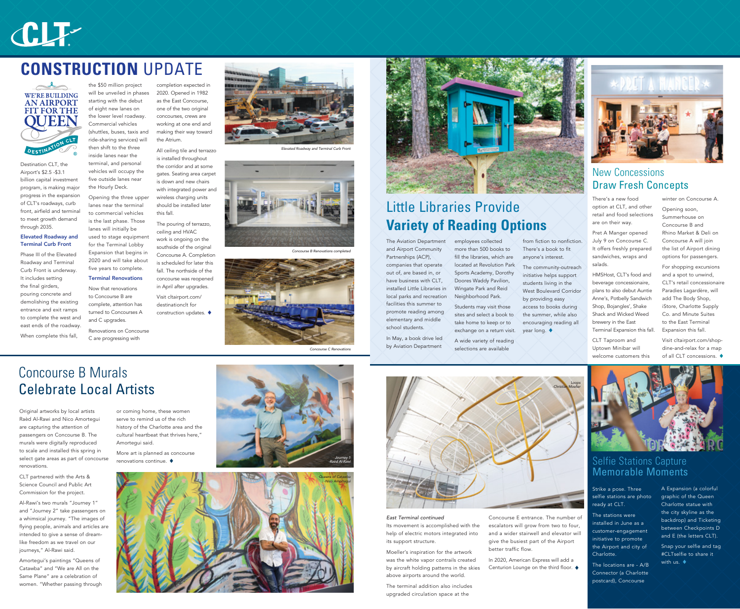# CONSTRUCTION UPDATE

WE'RE BUILDING AN AIRPORT FIT FOR THE QUEEN

DESTINATION CLT

Destination CLT, the Airport's $2.5 -$3.1 billion capital investment program, is making major progress in the expansion of CLT's roadways, curb front, airfield and terminal to meet growth demand through 2035.

### Elevated Roadway and Terminal Curb Front

Phase III of the Elevated Roadway and Terminal Curb Front is underway. It includes setting the final girders, pouring concrete and demolishing the existing entrance and exit ramps to complete the west and east ends of the roadway.

When complete this fall, the $50 million project will be unveiled in phases starting with the debut of eight new lanes on the lower level roadway. Commercial vehicles (shuttles, buses, taxis and ride-sharing services) will then shift to the three inside lanes near the terminal, and personal vehicles will occupy the five outside lanes near the Hourly Deck.

Opening the three upper lanes near the terminal to commercial vehicles is the last phase. Those lanes will initially be used to stage equipment for the Terminal Lobby Expansion that begins in 2020 and will take about five years to complete.

### Terminal Renovations

Now that renovations to Concourse B are complete, attention has turned to Concourses A and C upgrades.

Renovations on Concourse C are progressing with completion expected in 2020. Opened in 1982 as the East Concourse, one of the two original concourses, crews are working at one end and making their way toward the Atrium.

All ceiling tile and terrazzo is installed throughout the corridor and at some gates. Seating area carpet is down and new chairs with integrated power and wireless charging units should be installed later this fall.

The pouring of terrazzo, ceiling and HVAC work is ongoing on the southside of the original Concourse A. Completion is scheduled for later this fall. The northside of the concourse was reopened in April after upgrades.

Visit cltairport.com/destinationclt for construction updates. ♦

*Elevated Roadway and Terminal Curb Front*

*Concourse B Renovations completed*

*Concourse C Renovations*

# Little Libraries Provide **Variety of Reading Options**

The Aviation Department and Airport Community Partnerships (ACP), companies that operate out of, are based in, or have business with CLT, installed Little Libraries in local parks and recreation facilities this summer to promote reading among elementary and middle school students.

In May, a book drive led by Aviation Department employees collected more than 500 books to fill the libraries, which are located at Revolution Park Sports Academy, Dorothy Doores Waddy Pavilion, Wingate Park and Reid Neighborhood Park.

Students may visit those sites and select a book to take home to keep or to exchange on a return visit.

A wide variety of reading selections are available from fiction to nonfiction. There's a book to fit anyone's interest.

The community-outreach initiative helps support students living in the West Boulevard Corridor by providing easy access to books during the summer, while also encouraging reading all year long. ♦

# New Concessions Draw Fresh Concepts

There's a new food option at CLT, and other retail and food selections are on their way.

Pret A Manger opened July 9 on Concourse C. It offers freshly prepared sandwiches, wraps and salads.

HMSHost, CLT's food and beverage concessionaire, plans to also debut Auntie Anne's, Potbelly Sandwich Shop, Bojangles', Shake Shack and Wicked Weed brewery in the East Terminal Expansion this fall.

CLT Taproom and Uptown Minibar will welcome customers this winter on Concourse A.

Opening soon, Summerhouse on Concourse B and Rhino Market & Deli on Concourse A will join the list of Airport dining options for passengers.

For shopping excursions and a spot to unwind, CLT's retail concessionaire Paradies Lagardère, will add The Body Shop, iStore, Charlotte Supply Co. and Minute Suites to the East Terminal Expansion this fall.

Visit cltairport.com/shop-dine-and-relax for a map of all CLT concessions. ♦

# Concourse B Murals Celebrate Local Artists

Original artworks by local artists Raèd Al-Rawi and Nico Amortegui are capturing the attention of passengers on Concourse B. The murals were digitally reproduced to scale and installed this spring in select gate areas as part of concourse renovations.

CLT partnered with the Arts & Science Council and Public Art Commission for the project.

Al-Rawi's two murals "Journey 1" and "Journey 2" take passengers on a whimsical journey. "The images of flying people, animals and articles are intended to give a sense of dream-like freedom as we travel on our journeys," Al-Rawi said.

Amortegui's paintings "Queens of Catawba" and "We are All on the Same Plane" are a celebration of women. "Whether passing through or coming home, these women serve to remind us of the rich history of the Charlotte area and the cultural heartbeat that thrives here," Amortegui said.

More art is planned as concourse renovations continue. ♦

*Journey 1 -Raèd Al-Rawi*

*Queens of Catawba -Nico Amortegui*

*Loops -Christian Moeller*

*East Terminal continued*

Its movement is accomplished with the help of electric motors integrated into its support structure.

Moeller's inspiration for the artwork was the white vapor contrails created by aircraft holding patterns in the skies above airports around the world.

The terminal addition also includes upgraded circulation space at the Concourse E entrance. The number of escalators will grow from two to four, and a wider stairwell and elevator will give the busiest part of the Airport better traffic flow.

In 2020, American Express will add a Centurion Lounge on the third floor. ♦

# Selfie Stations Capture Memorable Moments

Strike a pose. Three selfie stations are photo ready at CLT.

The stations were installed in June as a customer-engagement initiative to promote the Airport and city of Charlotte.

The locations are - A/B Connector (a Charlotte postcard), Concourse A Expansion (a colorful graphic of the Queen Charlotte statue with the city skyline as the backdrop) and Ticketing between Checkpoints D and E (the letters CLT).

Snap your selfie and tag #CLTselfie to share it with us. ♦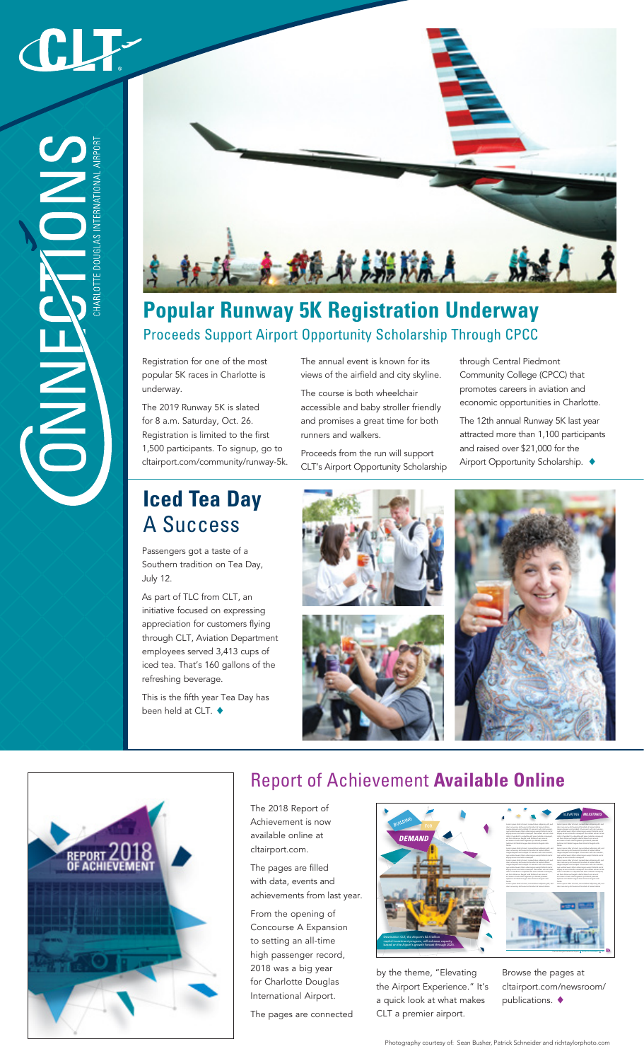# Popular Runway 5K Registration Underway

## Proceeds Support Airport Opportunity Scholarship Through CPCC

Registration for one of the most popular 5K races in Charlotte is underway.

The 2019 Runway 5K is slated for 8 a.m. Saturday, Oct. 26. Registration is limited to the first 1,500 participants. To signup, go to cltairport.com/community/runway-5k.

The annual event is known for its views of the airfield and city skyline.

The course is both wheelchair accessible and baby stroller friendly and promises a great time for both runners and walkers.

Proceeds from the run will support CLT's Airport Opportunity Scholarship through Central Piedmont Community College (CPCC) that promotes careers in aviation and economic opportunities in Charlotte.

The 12th annual Runway 5K last year attracted more than 1,100 participants and raised over $21,000 for the Airport Opportunity Scholarship. ♦

# Iced Tea Day A Success

Passengers got a taste of a Southern tradition on Tea Day, July 12.

As part of TLC from CLT, an initiative focused on expressing appreciation for customers flying through CLT, Aviation Department employees served 3,413 cups of iced tea. That's 160 gallons of the refreshing beverage.

This is the fifth year Tea Day has been held at CLT. ♦

# Report of Achievement **Available Online**

The 2018 Report of Achievement is now available online at cltairport.com.

The pages are filled with data, events and achievements from last year.

From the opening of Concourse A Expansion to setting an all-time high passenger record, 2018 was a big year for Charlotte Douglas International Airport.

The pages are connected by the theme, "Elevating the Airport Experience." It's a quick look at what makes CLT a premier airport.

Browse the pages at cltairport.com/newsroom/publications. ♦

Photography courtesy of: Sean Busher, Patrick Schneider and richtaylorphoto.com